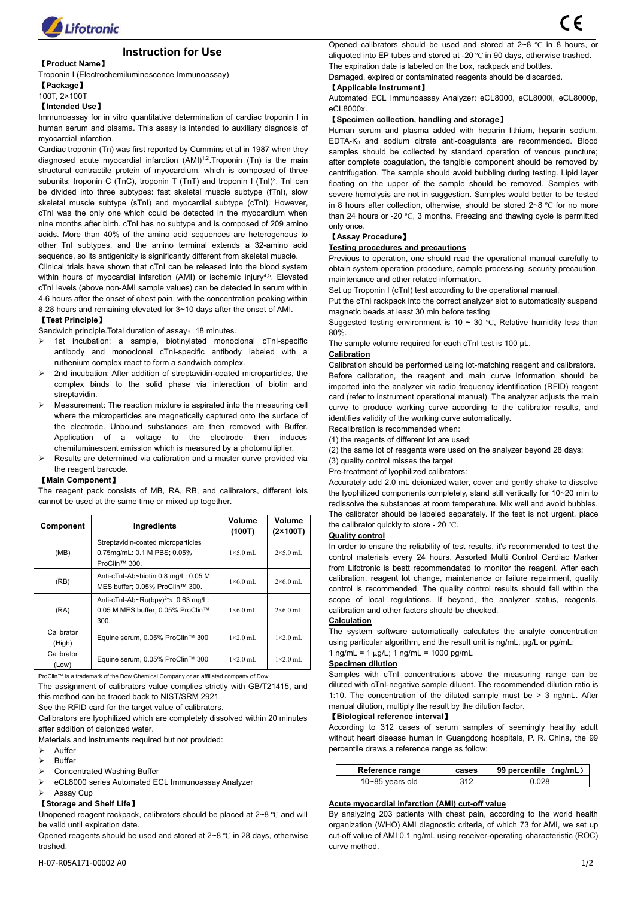# Instruction for Use

【Product Name】

Troponin I (Electrochemiluminescence Immunoassay)

【Package】

100T, 2×100T

【Intended Use】

Immunoassay for in vitro quantitative determination of cardiac troponin I in human serum and plasma. This assay is intended to auxiliary diagnosis of myocardial infarction.

Cardiac troponin (Tn) was first reported by Cummins et al in 1987 when they diagnosed acute myocardial infarction (AMI)[1,2].Troponin (Tn) is the main structural contractile protein of myocardium, which is composed of three subunits: troponin C (TnC), troponin T (TnT) and troponin I (TnI)[3]. TnI can be divided into three subtypes: fast skeletal muscle subtype (fTnI), slow skeletal muscle subtype (sTnI) and myocardial subtype (cTnI). However, cTnI was the only one which could be detected in the myocardium when nine months after birth. cTnI has no subtype and is composed of 209 amino acids. More than 40% of the amino acid sequences are heterogenous to other TnI subtypes, and the amino terminal extends a 32-amino acid sequence, so its antigenicity is significantly different from skeletal muscle.

Clinical trials have shown that cTnI can be released into the blood system within hours of myocardial infarction (AMI) or ischemic injury[4,5]. Elevated cTnI levels (above non-AMI sample values) can be detected in serum within 4-6 hours after the onset of chest pain, with the concentration peaking within 8-28 hours and remaining elevated for 3~10 days after the onset of AMI.

【Test Principle】

Sandwich principle.Total duration of assay：18 minutes.

- 1st incubation: a sample, biotinylated monoclonal cTnI-specific antibody and monoclonal cTnI-specific antibody labeled with a ruthenium complex react to form a sandwich complex.
- 2nd incubation: After addition of streptavidin-coated microparticles, the complex binds to the solid phase via interaction of biotin and streptavidin.
- Measurement: The reaction mixture is aspirated into the measuring cell where the microparticles are magnetically captured onto the surface of the electrode. Unbound substances are then removed with Buffer. Application of a voltage to the electrode then induces chemiluminescent emission which is measured by a photomultiplier.
- Results are determined via calibration and a master curve provided via the reagent barcode.

【Main Component】

The reagent pack consists of MB, RA, RB, and calibrators, different lots cannot be used at the same time or mixed up together.

| Component | Ingredients | Volume (100T) | Volume (2×100T) |
|---|---|---|---|
| (MB) | Streptavidin-coated microparticles 0.75mg/mL: 0.1 M PBS; 0.05% ProClin™ 300. | 1×5.0 mL | 2×5.0 mL |
| (RB) | Anti-cTnI-Ab~biotin 0.8 mg/L: 0.05 M MES buffer; 0.05% ProClin™ 300. | 1×6.0 mL | 2×6.0 mL |
| (RA) | Anti-cTnI-Ab~Ru(bpy)$^{2+}_3$ 0.63 mg/L: 0.05 M MES buffer; 0.05% ProClin™ 300. | 1×6.0 mL | 2×6.0 mL |
| Calibrator (High) | Equine serum, 0.05% ProClin™ 300 | 1×2.0 mL | 1×2.0 mL |
| Calibrator (Low) | Equine serum, 0.05% ProClin™ 300 | 1×2.0 mL | 1×2.0 mL |

ProClin™ is a trademark of the Dow Chemical Company or an affiliated company of Dow.

The assignment of calibrators value complies strictly with GB/T21415, and this method can be traced back to NIST/SRM 2921.

See the RFID card for the target value of calibrators.

Calibrators are lyophilized which are completely dissolved within 20 minutes after addition of deionized water.

Materials and instruments required but not provided:

- Auffer
- Buffer
- Concentrated Washing Buffer
- eCL8000 series Automated ECL Immunoassay Analyzer
- Assay Cup

【Storage and Shelf Life】

Unopened reagent rackpack, calibrators should be placed at 2~8 ℃ and will be valid until expiration date.

Opened reagents should be used and stored at 2~8 ℃ in 28 days, otherwise trashed.

Opened calibrators should be used and stored at 2~8 ℃ in 8 hours, or aliquoted into EP tubes and stored at -20 ℃ in 90 days, otherwise trashed.

The expiration date is labeled on the box, rackpack and bottles.

Damaged, expired or contaminated reagents should be discarded.

【Applicable Instrument】

Automated ECL Immunoassay Analyzer: eCL8000, eCL8000i, eCL8000p, eCL8000x.

【Specimen collection, handling and storage】

Human serum and plasma added with heparin lithium, heparin sodium, EDTA-$K_3$ and sodium citrate anti-coagulants are recommended. Blood samples should be collected by standard operation of venous puncture; after complete coagulation, the tangible component should be removed by centrifugation. The sample should avoid bubbling during testing. Lipid layer floating on the upper of the sample should be removed. Samples with severe hemolysis are not in suggestion. Samples would better to be tested in 8 hours after collection, otherwise, should be stored 2~8 ℃ for no more than 24 hours or -20 ℃, 3 months. Freezing and thawing cycle is permitted only once.

【Assay Procedure】

**Testing procedures and precautions**

Previous to operation, one should read the operational manual carefully to obtain system operation procedure, sample processing, security precaution, maintenance and other related information.

Set up Troponin I (cTnI) test according to the operational manual.

Put the cTnI rackpack into the correct analyzer slot to automatically suspend magnetic beads at least 30 min before testing.

Suggested testing environment is 10 ~ 30 ℃, Relative humidity less than 80%.

The sample volume required for each cTnI test is 100 μL.

**Calibration**

Calibration should be performed using lot-matching reagent and calibrators. Before calibration, the reagent and main curve information should be imported into the analyzer via radio frequency identification (RFID) reagent card (refer to instrument operational manual). The analyzer adjusts the main curve to produce working curve according to the calibrator results, and identifies validity of the working curve automatically.

Recalibration is recommended when:

(1) the reagents of different lot are used;

(2) the same lot of reagents were used on the analyzer beyond 28 days;

(3) quality control misses the target.

Pre-treatment of lyophilized calibrators:

Accurately add 2.0 mL deionized water, cover and gently shake to dissolve the lyophilized components completely, stand still vertically for 10~20 min to redissolve the substances at room temperature. Mix well and avoid bubbles. The calibrator should be labeled separately. If the test is not urgent, place the calibrator quickly to store - 20 ℃.

**Quality control**

In order to ensure the reliability of test results, it's recommended to test the control materials every 24 hours. Assorted Multi Control Cardiac Marker from Lifotronic is bestt recommendated to monitor the reagent. After each calibration, reagent lot change, maintenance or failure repairment, quality control is recommended. The quality control results should fall within the scope of local regulations. If beyond, the analyzer status, reagents, calibration and other factors should be checked.

**Calculation**

The system software automatically calculates the analyte concentration using particular algorithm, and the result unit is ng/mL, μg/L or pg/mL:

1 ng/mL = 1 μg/L; 1 ng/mL = 1000 pg/mL

**Specimen dilution**

Samples with cTnI concentrations above the measuring range can be diluted with cTnI-negative sample diluent. The recommended dilution ratio is 1:10. The concentration of the diluted sample must be > 3 ng/mL. After manual dilution, multiply the result by the dilution factor.

【Biological reference interval】

According to 312 cases of serum samples of seemingly healthy adult without heart disease human in Guangdong hospitals, P. R. China, the 99 percentile draws a reference range as follow:

| Reference range | cases | 99 percentile（ng/mL） |
|---|---|---|
| 10~85 years old | 312 | 0.028 |

**Acute myocardial infarction (AMI) cut-off value**

By analyzing 203 patients with chest pain, according to the world health organization (WHO) AMI diagnostic criteria, of which 73 for AMI, we set up cut-off value of AMI 0.1 ng/mL using receiver-operating characteristic (ROC) curve method.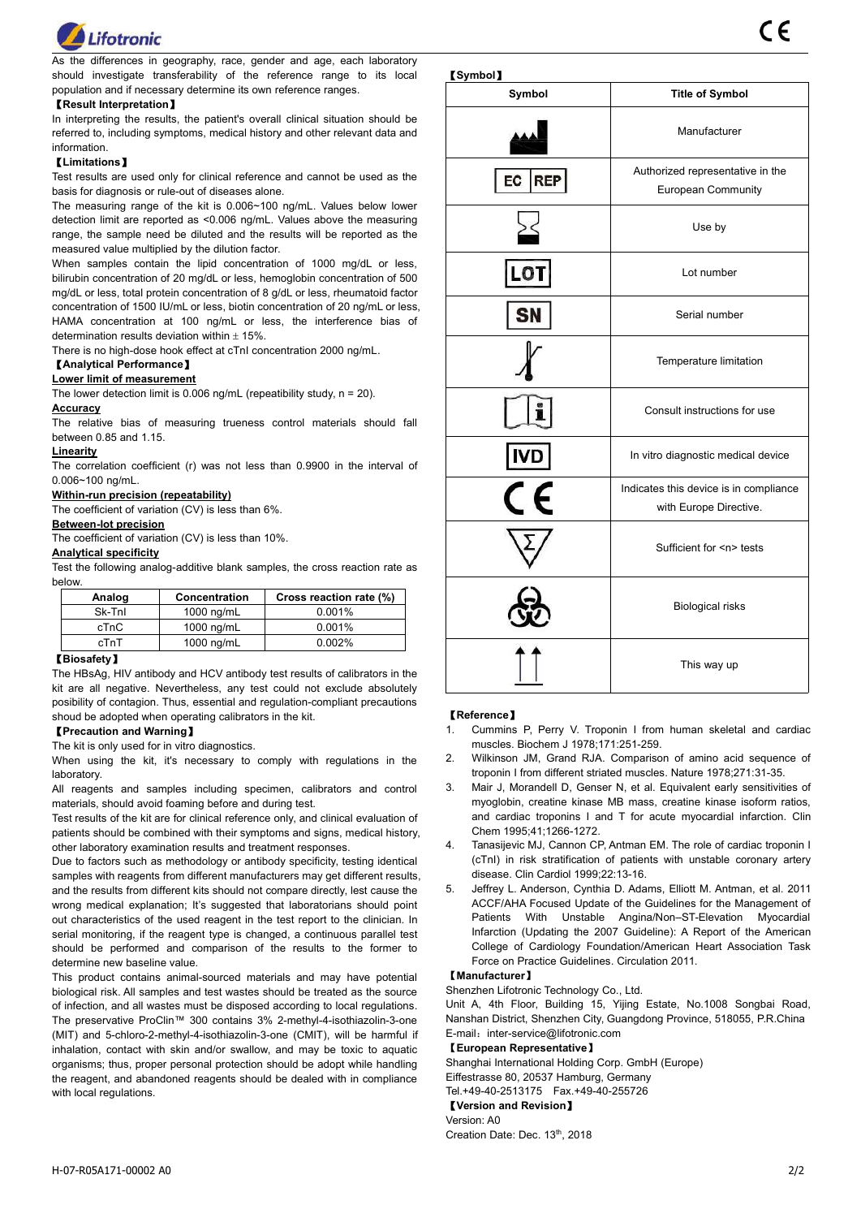As the differences in geography, race, gender and age, each laboratory should investigate transferability of the reference range to its local population and if necessary determine its own reference ranges.

**【Result Interpretation】**

In interpreting the results, the patient's overall clinical situation should be referred to, including symptoms, medical history and other relevant data and information.

**【Limitations】**

Test results are used only for clinical reference and cannot be used as the basis for diagnosis or rule-out of diseases alone.

The measuring range of the kit is 0.006~100 ng/mL. Values below lower detection limit are reported as <0.006 ng/mL. Values above the measuring range, the sample need be diluted and the results will be reported as the measured value multiplied by the dilution factor.

When samples contain the lipid concentration of 1000 mg/dL or less, bilirubin concentration of 20 mg/dL or less, hemoglobin concentration of 500 mg/dL or less, total protein concentration of 8 g/dL or less, rheumatoid factor concentration of 1500 IU/mL or less, biotin concentration of 20 ng/mL or less, HAMA concentration at 100 ng/mL or less, the interference bias of determination results deviation within ± 15%.

There is no high-dose hook effect at cTnI concentration 2000 ng/mL.

**【Analytical Performance】**

**Lower limit of measurement**

The lower detection limit is 0.006 ng/mL (repeatibility study, n = 20).

**Accuracy**

The relative bias of measuring trueness control materials should fall between 0.85 and 1.15.

**Linearity**

The correlation coefficient (r) was not less than 0.9900 in the interval of 0.006~100 ng/mL.

**Within-run precision (repeatability)**

The coefficient of variation (CV) is less than 6%.

**Between-lot precision**

The coefficient of variation (CV) is less than 10%.

**Analytical specificity**

Test the following analog-additive blank samples, the cross reaction rate as below.

| Analog | Concentration | Cross reaction rate (%) |
|---|---|---|
| Sk-TnI | 1000 ng/mL | 0.001% |
| cTnC | 1000 ng/mL | 0.001% |
| cTnT | 1000 ng/mL | 0.002% |

**【Biosafety】**

The HBsAg, HIV antibody and HCV antibody test results of calibrators in the kit are all negative. Nevertheless, any test could not exclude absolutely posibility of contagion. Thus, essential and regulation-compliant precautions shoud be adopted when operating calibrators in the kit.

**【Precaution and Warning】**

The kit is only used for in vitro diagnostics.

When using the kit, it's necessary to comply with regulations in the laboratory.

All reagents and samples including specimen, calibrators and control materials, should avoid foaming before and during test.

Test results of the kit are for clinical reference only, and clinical evaluation of patients should be combined with their symptoms and signs, medical history, other laboratory examination results and treatment responses.

Due to factors such as methodology or antibody specificity, testing identical samples with reagents from different manufacturers may get different results, and the results from different kits should not compare directly, lest cause the wrong medical explanation; It's suggested that laboratorians should point out characteristics of the used reagent in the test report to the clinician. In serial monitoring, if the reagent type is changed, a continuous parallel test should be performed and comparison of the results to the former to determine new baseline value.

This product contains animal-sourced materials and may have potential biological risk. All samples and test wastes should be treated as the source of infection, and all wastes must be disposed according to local regulations. The preservative ProClin™ 300 contains 3% 2-methyl-4-isothiazolin-3-one (MIT) and 5-chloro-2-methyl-4-isothiazolin-3-one (CMIT), will be harmful if inhalation, contact with skin and/or swallow, and may be toxic to aquatic organisms; thus, proper personal protection should be adopt while handling the reagent, and abandoned reagents should be dealed with in compliance with local regulations.

**【Symbol】**

| Symbol | Title of Symbol |
|---|---|
| | Manufacturer |
| EC REP | Authorized representative in the European Community |
| | Use by |
| LOT | Lot number |
| SN | Serial number |
| | Temperature limitation |
| | Consult instructions for use |
| IVD | In vitro diagnostic medical device |
| CE | Indicates this device is in compliance with Europe Directive. |
| | Sufficient for <n> tests |
| | Biological risks |
| | This way up |

**【Reference】**

1. Cummins P, Perry V. Troponin I from human skeletal and cardiac muscles. Biochem J 1978;171:251-259.
2. Wilkinson JM, Grand RJA. Comparison of amino acid sequence of troponin I from different striated muscles. Nature 1978;271:31-35.
3. Mair J, Morandell D, Genser N, et al. Equivalent early sensitivities of myoglobin, creatine kinase MB mass, creatine kinase isoform ratios, and cardiac troponins I and T for acute myocardial infarction. Clin Chem 1995;41;1266-1272.
4. Tanasijevic MJ, Cannon CP, Antman EM. The role of cardiac troponin I (cTnI) in risk stratification of patients with unstable coronary artery disease. Clin Cardiol 1999;22:13-16.
5. Jeffrey L. Anderson, Cynthia D. Adams, Elliott M. Antman, et al. 2011 ACCF/AHA Focused Update of the Guidelines for the Management of Patients With Unstable Angina/Non–ST-Elevation Myocardial Infarction (Updating the 2007 Guideline): A Report of the American College of Cardiology Foundation/American Heart Association Task Force on Practice Guidelines. Circulation 2011.

**【Manufacturer】**

Shenzhen Lifotronic Technology Co., Ltd.

Unit A, 4th Floor, Building 15, Yijing Estate, No.1008 Songbai Road, Nanshan District, Shenzhen City, Guangdong Province, 518055, P.R.China

E-mail：inter-service@lifotronic.com

**【European Representative】**

Shanghai International Holding Corp. GmbH (Europe)

Eiffestrasse 80, 20537 Hamburg, Germany

Tel.+49-40-2513175 Fax.+49-40-255726

**【Version and Revision】**

Version: A0

Creation Date: Dec. 13th, 2018